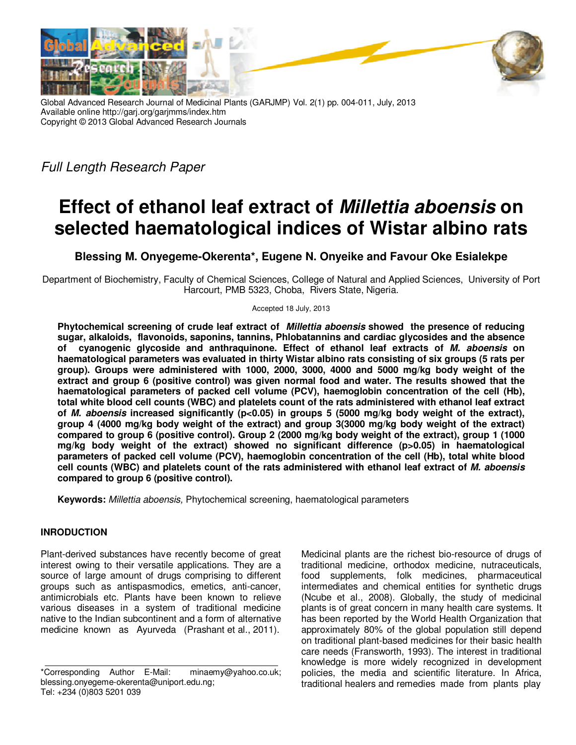Global Advanced Research Journal of Medicinal Plants (GARJMP) Vol. 2(1) pp. 004-011, July, 2013
Available online http://garj.org/garjmms/index.htm
Copyright © 2013 Global Advanced Research Journals

*Full Length Research Paper*

# Effect of ethanol leaf extract of *Millettia aboensis* on selected haematological indices of Wistar albino rats

**Blessing M. Onyegeme-Okerenta\*, Eugene N. Onyeike and Favour Oke Esialekpe**

Department of Biochemistry, Faculty of Chemical Sciences, College of Natural and Applied Sciences, University of Port Harcourt, PMB 5323, Choba, Rivers State, Nigeria.

Accepted 18 July, 2013

**Phytochemical screening of crude leaf extract of *Millettia aboensis* showed the presence of reducing sugar, alkaloids, flavonoids, saponins, tannins, Phlobatannins and cardiac glycosides and the absence of cyanogenic glycoside and anthraquinone. Effect of ethanol leaf extracts of *M. aboensis* on haematological parameters was evaluated in thirty Wistar albino rats consisting of six groups (5 rats per group). Groups were administered with 1000, 2000, 3000, 4000 and 5000 mg/kg body weight of the extract and group 6 (positive control) was given normal food and water. The results showed that the haematological parameters of packed cell volume (PCV), haemoglobin concentration of the cell (Hb), total white blood cell counts (WBC) and platelets count of the rats administered with ethanol leaf extract of *M. aboensis* increased significantly (p<0.05) in groups 5 (5000 mg/kg body weight of the extract), group 4 (4000 mg/kg body weight of the extract) and group 3(3000 mg/kg body weight of the extract) compared to group 6 (positive control). Group 2 (2000 mg/kg body weight of the extract), group 1 (1000 mg/kg body weight of the extract) showed no significant difference (p>0.05) in haematological parameters of packed cell volume (PCV), haemoglobin concentration of the cell (Hb), total white blood cell counts (WBC) and platelets count of the rats administered with ethanol leaf extract of *M. aboensis* compared to group 6 (positive control).**

**Keywords:** *Millettia aboensis,* Phytochemical screening, haematological parameters

## INRODUCTION

Plant-derived substances have recently become of great interest owing to their versatile applications. They are a source of large amount of drugs comprising to different groups such as antispasmodics, emetics, anti-cancer, antimicrobials etc. Plants have been known to relieve various diseases in a system of traditional medicine native to the Indian subcontinent and a form of alternative medicine known as Ayurveda (Prashant et al., 2011).

Medicinal plants are the richest bio-resource of drugs of traditional medicine, orthodox medicine, nutraceuticals, food supplements, folk medicines, pharmaceutical intermediates and chemical entities for synthetic drugs (Ncube et al., 2008). Globally, the study of medicinal plants is of great concern in many health care systems. It has been reported by the World Health Organization that approximately 80% of the global population still depend on traditional plant-based medicines for their basic health care needs (Fransworth, 1993). The interest in traditional knowledge is more widely recognized in development policies, the media and scientific literature. In Africa, traditional healers and remedies made from plants play

\*Corresponding Author E-Mail: minaemy@yahoo.co.uk; blessing.onyegeme-okerenta@uniport.edu.ng;
Tel: +234 (0)803 5201 039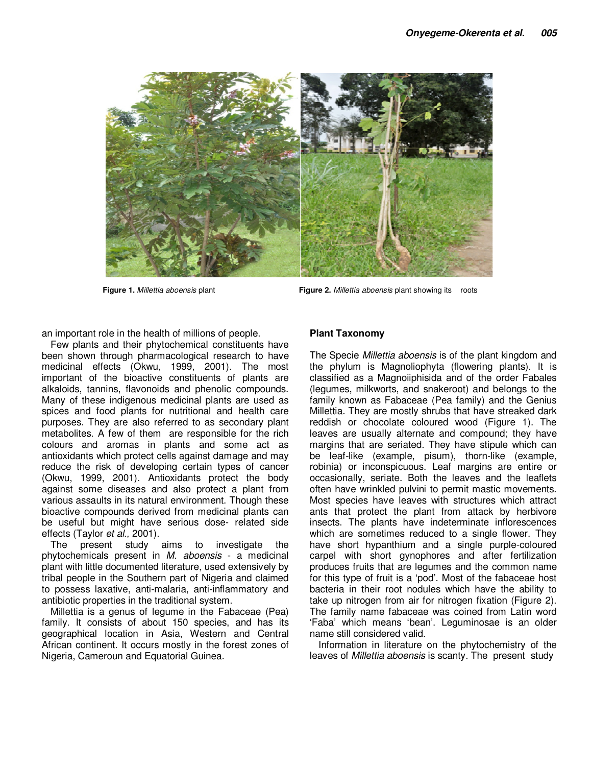Figure 1. *Millettia aboensis* plant

Figure 2. *Millettia aboensis* plant showing its roots

an important role in the health of millions of people.

Few plants and their phytochemical constituents have been shown through pharmacological research to have medicinal effects (Okwu, 1999, 2001). The most important of the bioactive constituents of plants are alkaloids, tannins, flavonoids and phenolic compounds. Many of these indigenous medicinal plants are used as spices and food plants for nutritional and health care purposes. They are also referred to as secondary plant metabolites. A few of them are responsible for the rich colours and aromas in plants and some act as antioxidants which protect cells against damage and may reduce the risk of developing certain types of cancer (Okwu, 1999, 2001). Antioxidants protect the body against some diseases and also protect a plant from various assaults in its natural environment. Though these bioactive compounds derived from medicinal plants can be useful but might have serious dose- related side effects (Taylor *et al.,* 2001).

The present study aims to investigate the phytochemicals present in *M. aboensis* - a medicinal plant with little documented literature, used extensively by tribal people in the Southern part of Nigeria and claimed to possess laxative, anti-malaria, anti-inflammatory and antibiotic properties in the traditional system.

Millettia is a genus of legume in the Fabaceae (Pea) family. It consists of about 150 species, and has its geographical location in Asia, Western and Central African continent. It occurs mostly in the forest zones of Nigeria, Cameroun and Equatorial Guinea.

## Plant Taxonomy

The Specie *Millettia aboensis* is of the plant kingdom and the phylum is Magnoliophyta (flowering plants). It is classified as a Magnoiiphisida and of the order Fabales (legumes, milkworts, and snakeroot) and belongs to the family known as Fabaceae (Pea family) and the Genius Millettia. They are mostly shrubs that have streaked dark reddish or chocolate coloured wood (Figure 1). The leaves are usually alternate and compound; they have margins that are seriated. They have stipule which can be leaf-like (example, pisum), thorn-like (example, robinia) or inconspicuous. Leaf margins are entire or occasionally, seriate. Both the leaves and the leaflets often have wrinkled pulvini to permit mastic movements. Most species have leaves with structures which attract ants that protect the plant from attack by herbivore insects. The plants have indeterminate inflorescences which are sometimes reduced to a single flower. They have short hypanthium and a single purple-coloured carpel with short gynophores and after fertilization produces fruits that are legumes and the common name for this type of fruit is a 'pod'. Most of the fabaceae host bacteria in their root nodules which have the ability to take up nitrogen from air for nitrogen fixation (Figure 2). The family name fabaceae was coined from Latin word 'Faba' which means 'bean'. Leguminosae is an older name still considered valid.

Information in literature on the phytochemistry of the leaves of *Millettia aboensis* is scanty. The present study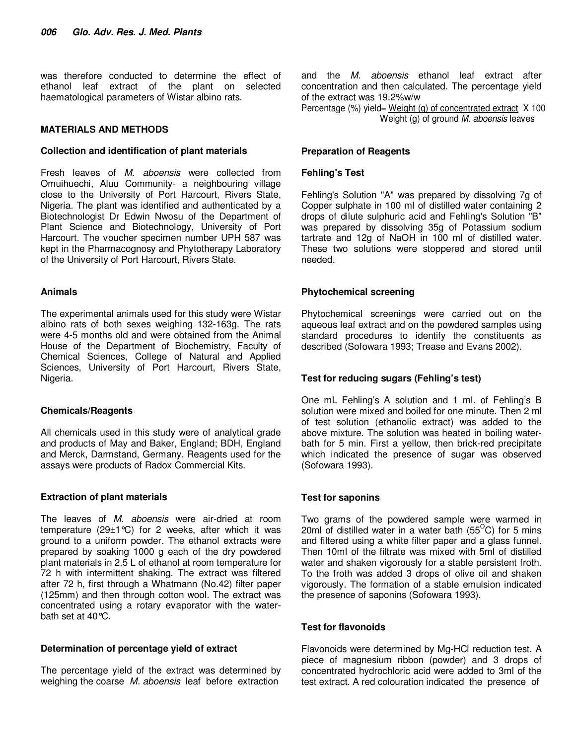was therefore conducted to determine the effect of ethanol leaf extract of the plant on selected haematological parameters of Wistar albino rats.

## MATERIALS AND METHODS

### Collection and identification of plant materials

Fresh leaves of *M. aboensis* were collected from Omuihuechi, Aluu Community- a neighbouring village close to the University of Port Harcourt, Rivers State, Nigeria. The plant was identified and authenticated by a Biotechnologist Dr Edwin Nwosu of the Department of Plant Science and Biotechnology, University of Port Harcourt. The voucher specimen number UPH 587 was kept in the Pharmacognosy and Phytotherapy Laboratory of the University of Port Harcourt, Rivers State.

### Animals

The experimental animals used for this study were Wistar albino rats of both sexes weighing 132-163g. The rats were 4-5 months old and were obtained from the Animal House of the Department of Biochemistry, Faculty of Chemical Sciences, College of Natural and Applied Sciences, University of Port Harcourt, Rivers State, Nigeria.

### Chemicals/Reagents

All chemicals used in this study were of analytical grade and products of May and Baker, England; BDH, England and Merck, Darmstand, Germany. Reagents used for the assays were products of Radox Commercial Kits.

### Extraction of plant materials

The leaves of *M. aboensis* were air-dried at room temperature (29±1℃) for 2 weeks, after which it was ground to a uniform powder. The ethanol extracts were prepared by soaking 1000 g each of the dry powdered plant materials in 2.5 L of ethanol at room temperature for 72 h with intermittent shaking. The extract was filtered after 72 h, first through a Whatmann (No.42) filter paper (125mm) and then through cotton wool. The extract was concentrated using a rotary evaporator with the water-bath set at 40℃.

### Determination of percentage yield of extract

The percentage yield of the extract was determined by weighing the coarse *M. aboensis* leaf before extraction and the *M. aboensis* ethanol leaf extract after concentration and then calculated. The percentage yield of the extract was 19.2%w/w

$$\text{Percentage (\%) yield} = \frac{\text{Weight (g) of concentrated extract}}{\text{Weight (g) of ground } M.\ aboensis \text{ leaves}} \times 100$$

### Preparation of Reagents

### Fehling's Test

Fehling's Solution "A" was prepared by dissolving 7g of Copper sulphate in 100 ml of distilled water containing 2 drops of dilute sulphuric acid and Fehling's Solution "B" was prepared by dissolving 35g of Potassium sodium tartrate and 12g of NaOH in 100 ml of distilled water. These two solutions were stoppered and stored until needed.

### Phytochemical screening

Phytochemical screenings were carried out on the aqueous leaf extract and on the powdered samples using standard procedures to identify the constituents as described (Sofowara 1993; Trease and Evans 2002).

### Test for reducing sugars (Fehling's test)

One mL Fehling's A solution and 1 ml. of Fehling's B solution were mixed and boiled for one minute. Then 2 ml of test solution (ethanolic extract) was added to the above mixture. The solution was heated in boiling water-bath for 5 min. First a yellow, then brick-red precipitate which indicated the presence of sugar was observed (Sofowara 1993).

### Test for saponins

Two grams of the powdered sample were warmed in 20ml of distilled water in a water bath (55$^{O}$C) for 5 mins and filtered using a white filter paper and a glass funnel. Then 10ml of the filtrate was mixed with 5ml of distilled water and shaken vigorously for a stable persistent froth. To the froth was added 3 drops of olive oil and shaken vigorously. The formation of a stable emulsion indicated the presence of saponins (Sofowara 1993).

### Test for flavonoids

Flavonoids were determined by Mg-HCl reduction test. A piece of magnesium ribbon (powder) and 3 drops of concentrated hydrochloric acid were added to 3ml of the test extract. A red colouration indicated the presence of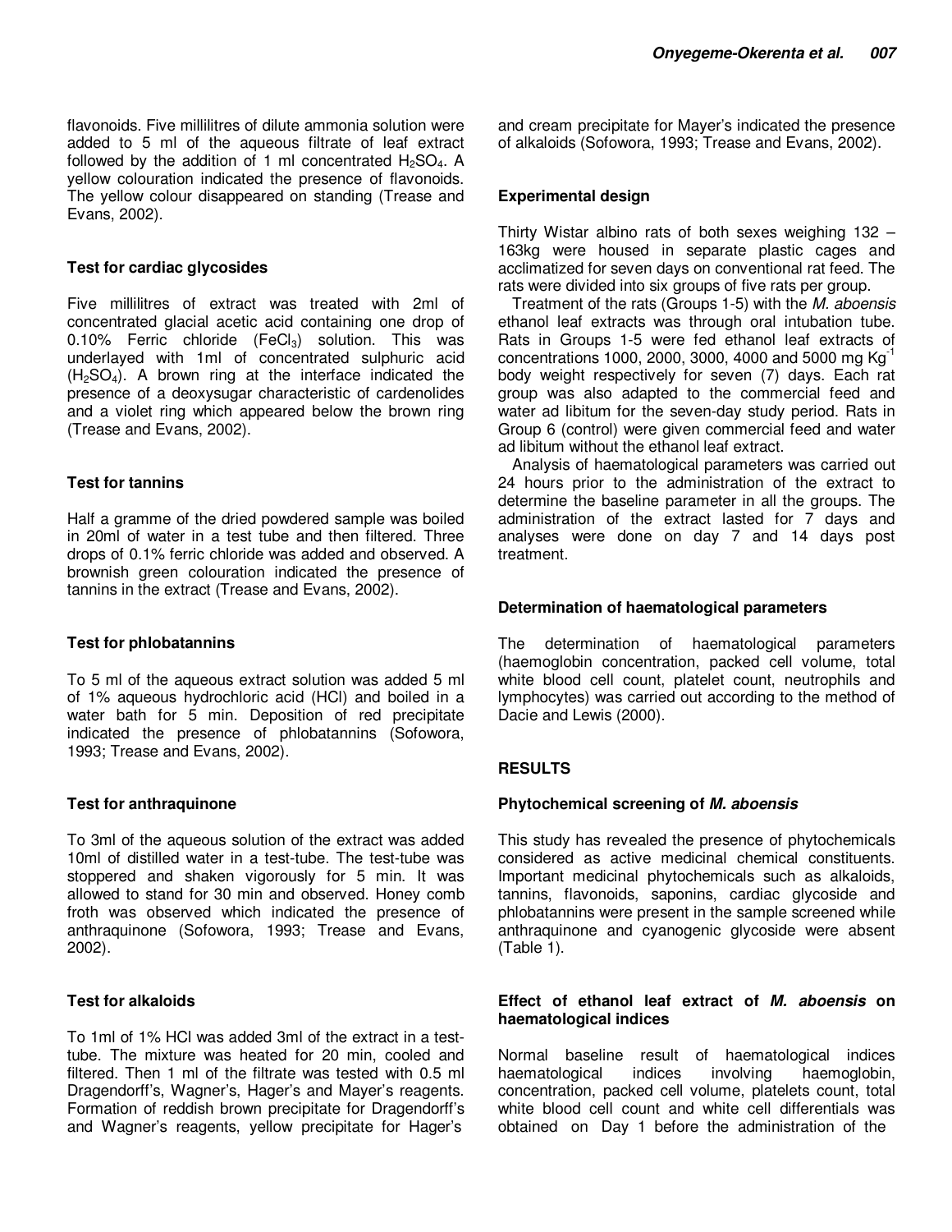flavonoids. Five millilitres of dilute ammonia solution were added to 5 ml of the aqueous filtrate of leaf extract followed by the addition of 1 ml concentrated $H_2SO_4$. A yellow colouration indicated the presence of flavonoids. The yellow colour disappeared on standing (Trease and Evans, 2002).

### Test for cardiac glycosides

Five millilitres of extract was treated with 2ml of concentrated glacial acetic acid containing one drop of 0.10% Ferric chloride ($FeCl_3$) solution. This was underlayed with 1ml of concentrated sulphuric acid ($H_2SO_4$). A brown ring at the interface indicated the presence of a deoxysugar characteristic of cardenolides and a violet ring which appeared below the brown ring (Trease and Evans, 2002).

### Test for tannins

Half a gramme of the dried powdered sample was boiled in 20ml of water in a test tube and then filtered. Three drops of 0.1% ferric chloride was added and observed. A brownish green colouration indicated the presence of tannins in the extract (Trease and Evans, 2002).

### Test for phlobatannins

To 5 ml of the aqueous extract solution was added 5 ml of 1% aqueous hydrochloric acid (HCl) and boiled in a water bath for 5 min. Deposition of red precipitate indicated the presence of phlobatannins (Sofowora, 1993; Trease and Evans, 2002).

### Test for anthraquinone

To 3ml of the aqueous solution of the extract was added 10ml of distilled water in a test-tube. The test-tube was stoppered and shaken vigorously for 5 min. It was allowed to stand for 30 min and observed. Honey comb froth was observed which indicated the presence of anthraquinone (Sofowora, 1993; Trease and Evans, 2002).

### Test for alkaloids

To 1ml of 1% HCl was added 3ml of the extract in a test-tube. The mixture was heated for 20 min, cooled and filtered. Then 1 ml of the filtrate was tested with 0.5 ml Dragendorff's, Wagner's, Hager's and Mayer's reagents. Formation of reddish brown precipitate for Dragendorff's and Wagner's reagents, yellow precipitate for Hager's and cream precipitate for Mayer's indicated the presence of alkaloids (Sofowora, 1993; Trease and Evans, 2002).

### Experimental design

Thirty Wistar albino rats of both sexes weighing 132 – 163kg were housed in separate plastic cages and acclimatized for seven days on conventional rat feed. The rats were divided into six groups of five rats per group.

Treatment of the rats (Groups 1-5) with the *M. aboensis* ethanol leaf extracts was through oral intubation tube. Rats in Groups 1-5 were fed ethanol leaf extracts of concentrations 1000, 2000, 3000, 4000 and 5000 mg $Kg^{-1}$ body weight respectively for seven (7) days. Each rat group was also adapted to the commercial feed and water ad libitum for the seven-day study period. Rats in Group 6 (control) were given commercial feed and water ad libitum without the ethanol leaf extract.

Analysis of haematological parameters was carried out 24 hours prior to the administration of the extract to determine the baseline parameter in all the groups. The administration of the extract lasted for 7 days and analyses were done on day 7 and 14 days post treatment.

### Determination of haematological parameters

The determination of haematological parameters (haemoglobin concentration, packed cell volume, total white blood cell count, platelet count, neutrophils and lymphocytes) was carried out according to the method of Dacie and Lewis (2000).

## RESULTS

### Phytochemical screening of *M. aboensis*

This study has revealed the presence of phytochemicals considered as active medicinal chemical constituents. Important medicinal phytochemicals such as alkaloids, tannins, flavonoids, saponins, cardiac glycoside and phlobatannins were present in the sample screened while anthraquinone and cyanogenic glycoside were absent (Table 1).

### Effect of ethanol leaf extract of *M. aboensis* on haematological indices

Normal baseline result of haematological indices haematological indices involving haemoglobin, concentration, packed cell volume, platelets count, total white blood cell count and white cell differentials was obtained on Day 1 before the administration of the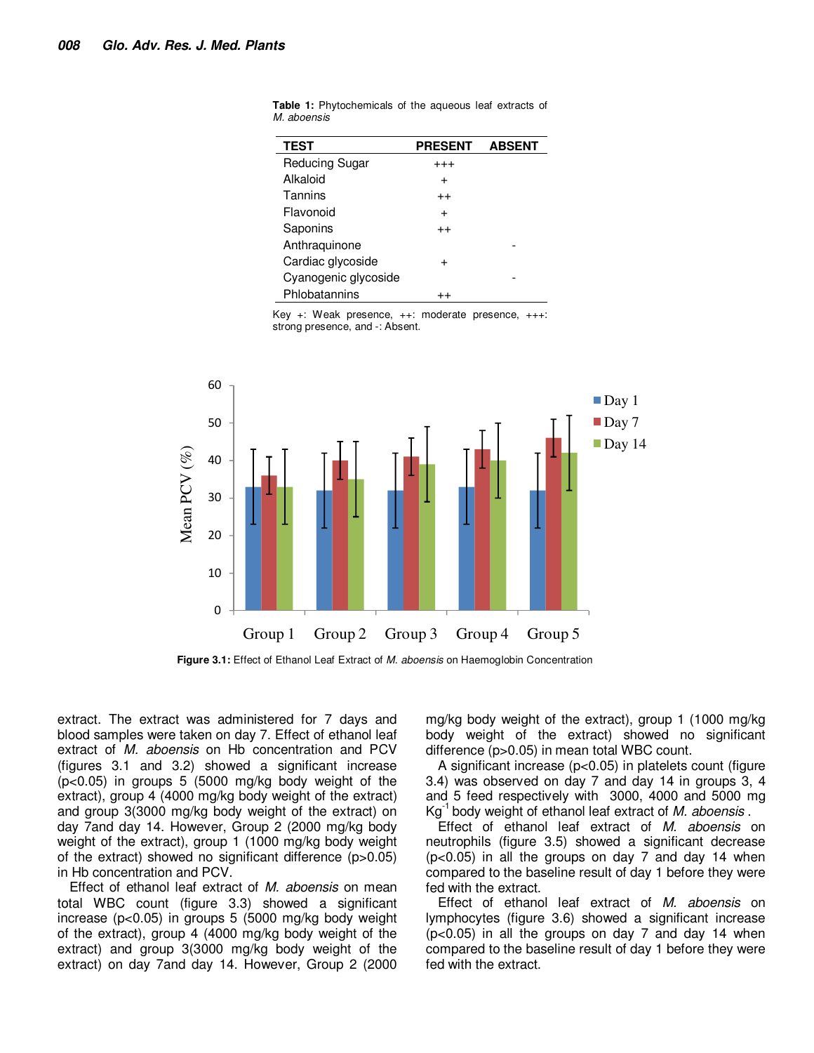**Table 1:** Phytochemicals of the aqueous leaf extracts of *M. aboensis*

| TEST | PRESENT | ABSENT |
|---|---|---|
| Reducing Sugar | +++ | |
| Alkaloid | + | |
| Tannins | ++ | |
| Flavonoid | + | |
| Saponins | ++ | |
| Anthraquinone | | - |
| Cardiac glycoside | + | |
| Cyanogenic glycoside | | - |
| Phlobatannins | ++ | |

Key +: Weak presence, ++: moderate presence, +++: strong presence, and -: Absent.

**Figure 3.1:** Effect of Ethanol Leaf Extract of *M. aboensis* on Haemoglobin Concentration

extract. The extract was administered for 7 days and blood samples were taken on day 7. Effect of ethanol leaf extract of *M. aboensis* on Hb concentration and PCV (figures 3.1 and 3.2) showed a significant increase ($p<0.05$) in groups 5 (5000 mg/kg body weight of the extract), group 4 (4000 mg/kg body weight of the extract) and group 3(3000 mg/kg body weight of the extract) on day 7and day 14. However, Group 2 (2000 mg/kg body weight of the extract), group 1 (1000 mg/kg body weight of the extract) showed no significant difference ($p>0.05$) in Hb concentration and PCV.

Effect of ethanol leaf extract of *M. aboensis* on mean total WBC count (figure 3.3) showed a significant increase ($p<0.05$) in groups 5 (5000 mg/kg body weight of the extract), group 4 (4000 mg/kg body weight of the extract) and group 3(3000 mg/kg body weight of the extract) on day 7and day 14. However, Group 2 (2000 mg/kg body weight of the extract), group 1 (1000 mg/kg body weight of the extract) showed no significant difference ($p>0.05$) in mean total WBC count.

A significant increase ($p<0.05$) in platelets count (figure 3.4) was observed on day 7 and day 14 in groups 3, 4 and 5 feed respectively with 3000, 4000 and 5000 mg $Kg^{-1}$ body weight of ethanol leaf extract of *M. aboensis* .

Effect of ethanol leaf extract of *M. aboensis* on neutrophils (figure 3.5) showed a significant decrease ($p<0.05$) in all the groups on day 7 and day 14 when compared to the baseline result of day 1 before they were fed with the extract.

Effect of ethanol leaf extract of *M. aboensis* on lymphocytes (figure 3.6) showed a significant increase ($p<0.05$) in all the groups on day 7 and day 14 when compared to the baseline result of day 1 before they were fed with the extract.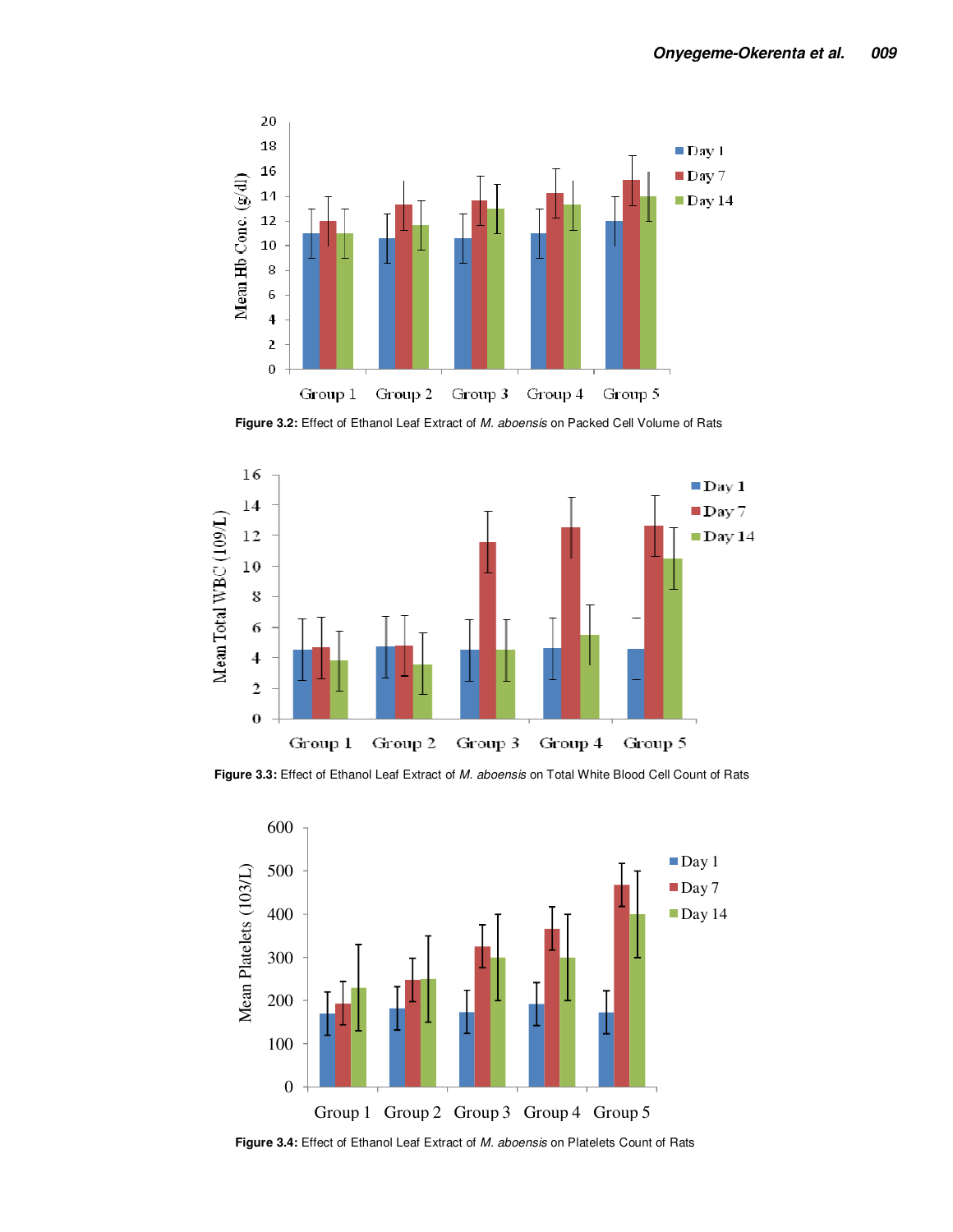Figure 3.2: Effect of Ethanol Leaf Extract of *M. aboensis* on Packed Cell Volume of Rats

Figure 3.3: Effect of Ethanol Leaf Extract of *M. aboensis* on Total White Blood Cell Count of Rats

Figure 3.4: Effect of Ethanol Leaf Extract of *M. aboensis* on Platelets Count of Rats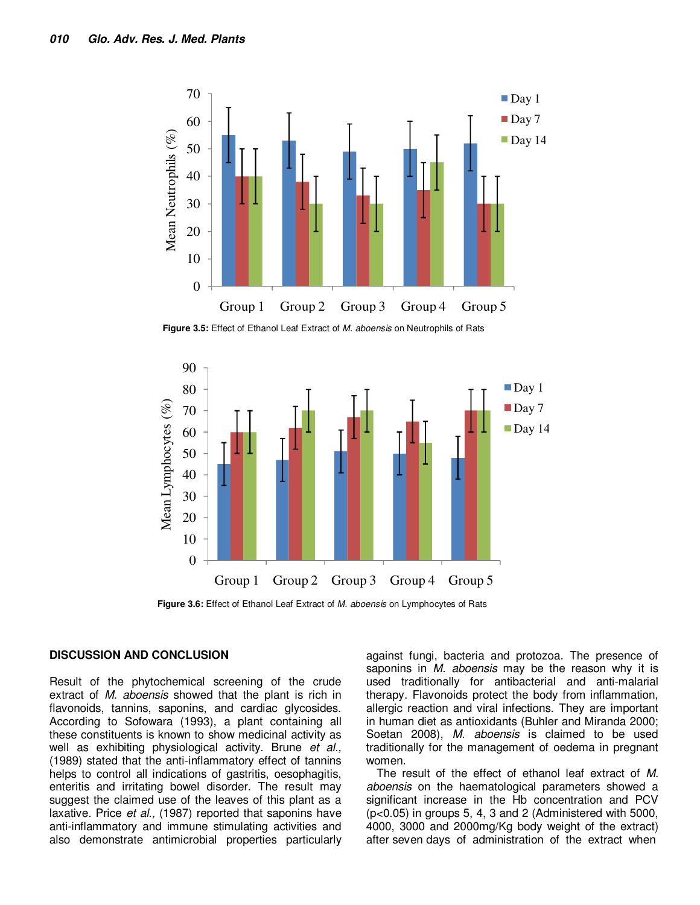Figure 3.5: Effect of Ethanol Leaf Extract of *M. aboensis* on Neutrophils of Rats

Figure 3.6: Effect of Ethanol Leaf Extract of *M. aboensis* on Lymphocytes of Rats

## DISCUSSION AND CONCLUSION

Result of the phytochemical screening of the crude extract of *M. aboensis* showed that the plant is rich in flavonoids, tannins, saponins, and cardiac glycosides. According to Sofowara (1993), a plant containing all these constituents is known to show medicinal activity as well as exhibiting physiological activity. Brune *et al.,* (1989) stated that the anti-inflammatory effect of tannins helps to control all indications of gastritis, oesophagitis, enteritis and irritating bowel disorder. The result may suggest the claimed use of the leaves of this plant as a laxative. Price *et al.,* (1987) reported that saponins have anti-inflammatory and immune stimulating activities and also demonstrate antimicrobial properties particularly against fungi, bacteria and protozoa. The presence of saponins in *M. aboensis* may be the reason why it is used traditionally for antibacterial and anti-malarial therapy. Flavonoids protect the body from inflammation, allergic reaction and viral infections. They are important in human diet as antioxidants (Buhler and Miranda 2000; Soetan 2008), *M. aboensis* is claimed to be used traditionally for the management of oedema in pregnant women.

The result of the effect of ethanol leaf extract of *M. aboensis* on the haematological parameters showed a significant increase in the Hb concentration and PCV ($p<0.05$) in groups 5, 4, 3 and 2 (Administered with 5000, 4000, 3000 and 2000mg/Kg body weight of the extract) after seven days of administration of the extract when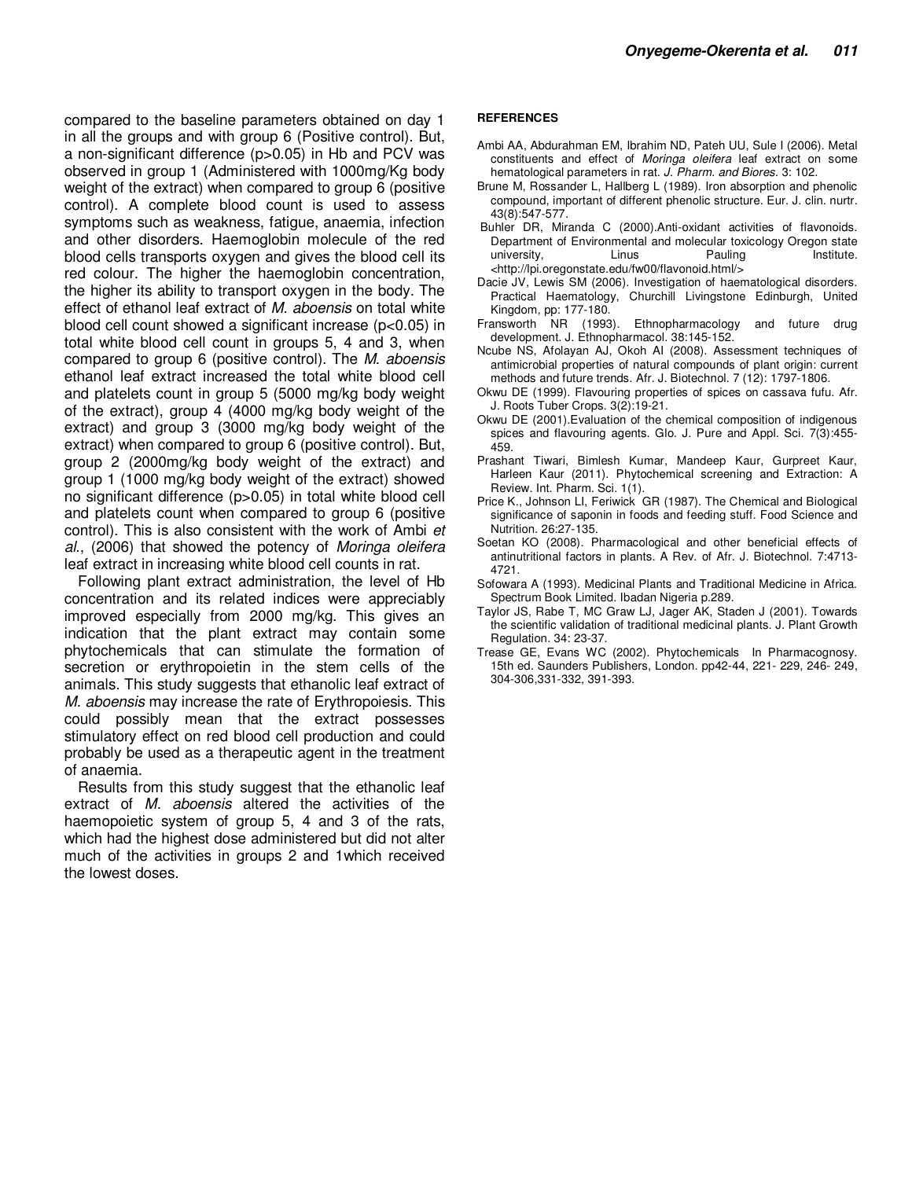compared to the baseline parameters obtained on day 1 in all the groups and with group 6 (Positive control). But, a non-significant difference ($p>0.05$) in Hb and PCV was observed in group 1 (Administered with 1000mg/Kg body weight of the extract) when compared to group 6 (positive control). A complete blood count is used to assess symptoms such as weakness, fatigue, anaemia, infection and other disorders. Haemoglobin molecule of the red blood cells transports oxygen and gives the blood cell its red colour. The higher the haemoglobin concentration, the higher its ability to transport oxygen in the body. The effect of ethanol leaf extract of *M. aboensis* on total white blood cell count showed a significant increase ($p<0.05$) in total white blood cell count in groups 5, 4 and 3, when compared to group 6 (positive control). The *M. aboensis* ethanol leaf extract increased the total white blood cell and platelets count in group 5 (5000 mg/kg body weight of the extract), group 4 (4000 mg/kg body weight of the extract) and group 3 (3000 mg/kg body weight of the extract) when compared to group 6 (positive control). But, group 2 (2000mg/kg body weight of the extract) and group 1 (1000 mg/kg body weight of the extract) showed no significant difference ($p>0.05$) in total white blood cell and platelets count when compared to group 6 (positive control). This is also consistent with the work of Ambi *et al*., (2006) that showed the potency of *Moringa oleifera* leaf extract in increasing white blood cell counts in rat.

Following plant extract administration, the level of Hb concentration and its related indices were appreciably improved especially from 2000 mg/kg. This gives an indication that the plant extract may contain some phytochemicals that can stimulate the formation of secretion or erythropoietin in the stem cells of the animals. This study suggests that ethanolic leaf extract of *M. aboensis* may increase the rate of Erythropoiesis. This could possibly mean that the extract possesses stimulatory effect on red blood cell production and could probably be used as a therapeutic agent in the treatment of anaemia.

Results from this study suggest that the ethanolic leaf extract of *M. aboensis* altered the activities of the haemopoietic system of group 5, 4 and 3 of the rats, which had the highest dose administered but did not alter much of the activities in groups 2 and 1which received the lowest doses.

## REFERENCES

Ambi AA, Abdurahman EM, Ibrahim ND, Pateh UU, Sule I (2006). Metal constituents and effect of *Moringa oleifera* leaf extract on some hematological parameters in rat. *J. Pharm. and Biores.* 3: 102.

Brune M, Rossander L, Hallberg L (1989). Iron absorption and phenolic compound, important of different phenolic structure. Eur. J. clin. nurtr. 43(8):547-577.

Buhler DR, Miranda C (2000).Anti-oxidant activities of flavonoids. Department of Environmental and molecular toxicology Oregon state university, Linus Pauling Institute. <http://lpi.oregonstate.edu/fw00/flavonoid.html/>

Dacie JV, Lewis SM (2006). Investigation of haematological disorders. Practical Haematology, Churchill Livingstone Edinburgh, United Kingdom, pp: 177-180.

Fransworth NR (1993). Ethnopharmacology and future drug development. J. Ethnopharmacol. 38:145-152.

Ncube NS, Afolayan AJ, Okoh AI (2008). Assessment techniques of antimicrobial properties of natural compounds of plant origin: current methods and future trends. Afr. J. Biotechnol. 7 (12): 1797-1806.

Okwu DE (1999). Flavouring properties of spices on cassava fufu. Afr. J. Roots Tuber Crops. 3(2):19-21.

Okwu DE (2001).Evaluation of the chemical composition of indigenous spices and flavouring agents. Glo. J. Pure and Appl. Sci. 7(3):455-459.

Prashant Tiwari, Bimlesh Kumar, Mandeep Kaur, Gurpreet Kaur, Harleen Kaur (2011). Phytochemical screening and Extraction: A Review. Int. Pharm. Sci. 1(1).

Price K., Johnson LI, Feriwick GR (1987). The Chemical and Biological significance of saponin in foods and feeding stuff. Food Science and Nutrition. 26:27-135.

Soetan KO (2008). Pharmacological and other beneficial effects of antinutritional factors in plants. A Rev. of Afr. J. Biotechnol. 7:4713-4721.

Sofowara A (1993). Medicinal Plants and Traditional Medicine in Africa. Spectrum Book Limited. Ibadan Nigeria p.289.

Taylor JS, Rabe T, MC Graw LJ, Jager AK, Staden J (2001). Towards the scientific validation of traditional medicinal plants. J. Plant Growth Regulation. 34: 23-37.

Trease GE, Evans WC (2002). Phytochemicals In Pharmacognosy. 15th ed. Saunders Publishers, London. pp42-44, 221- 229, 246- 249, 304-306,331-332, 391-393.